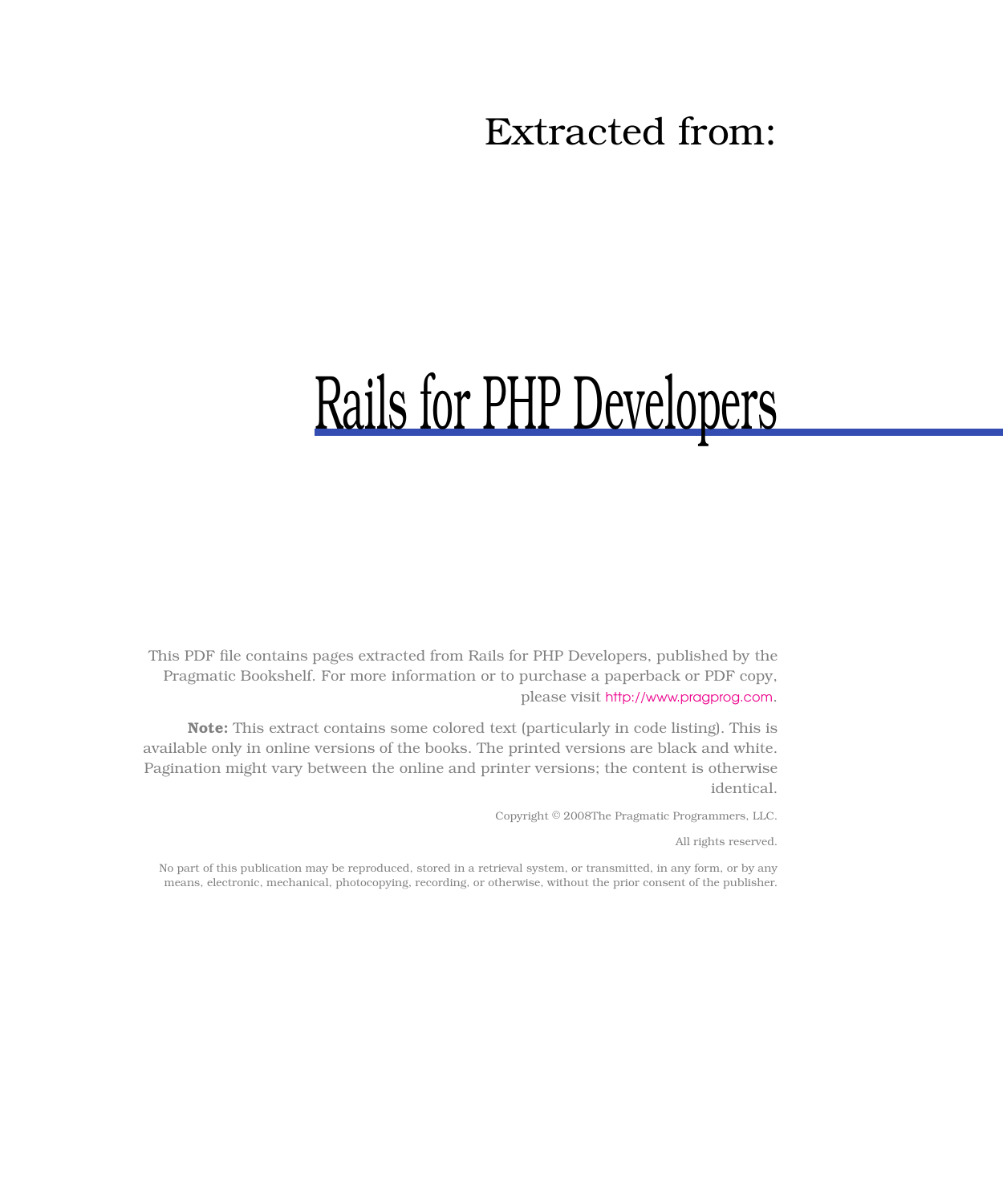Extracted from:

# Rails for PHP Developers

This PDF file contains pages extracted from Rails for PHP Developers, published by the Pragmatic Bookshelf. For more information or to purchase a paperback or PDF copy, please visit http://www.pragprog.com.

**Note:** This extract contains some colored text (particularly in code listing). This is available only in online versions of the books. The printed versions are black and white. Pagination might vary between the online and printer versions; the content is otherwise identical.

Copyright © 2008The Pragmatic Programmers, LLC.

All rights reserved.

No part of this publication may be reproduced, stored in a retrieval system, or transmitted, in any form, or by any means, electronic, mechanical, photocopying, recording, or otherwise, without the prior consent of the publisher.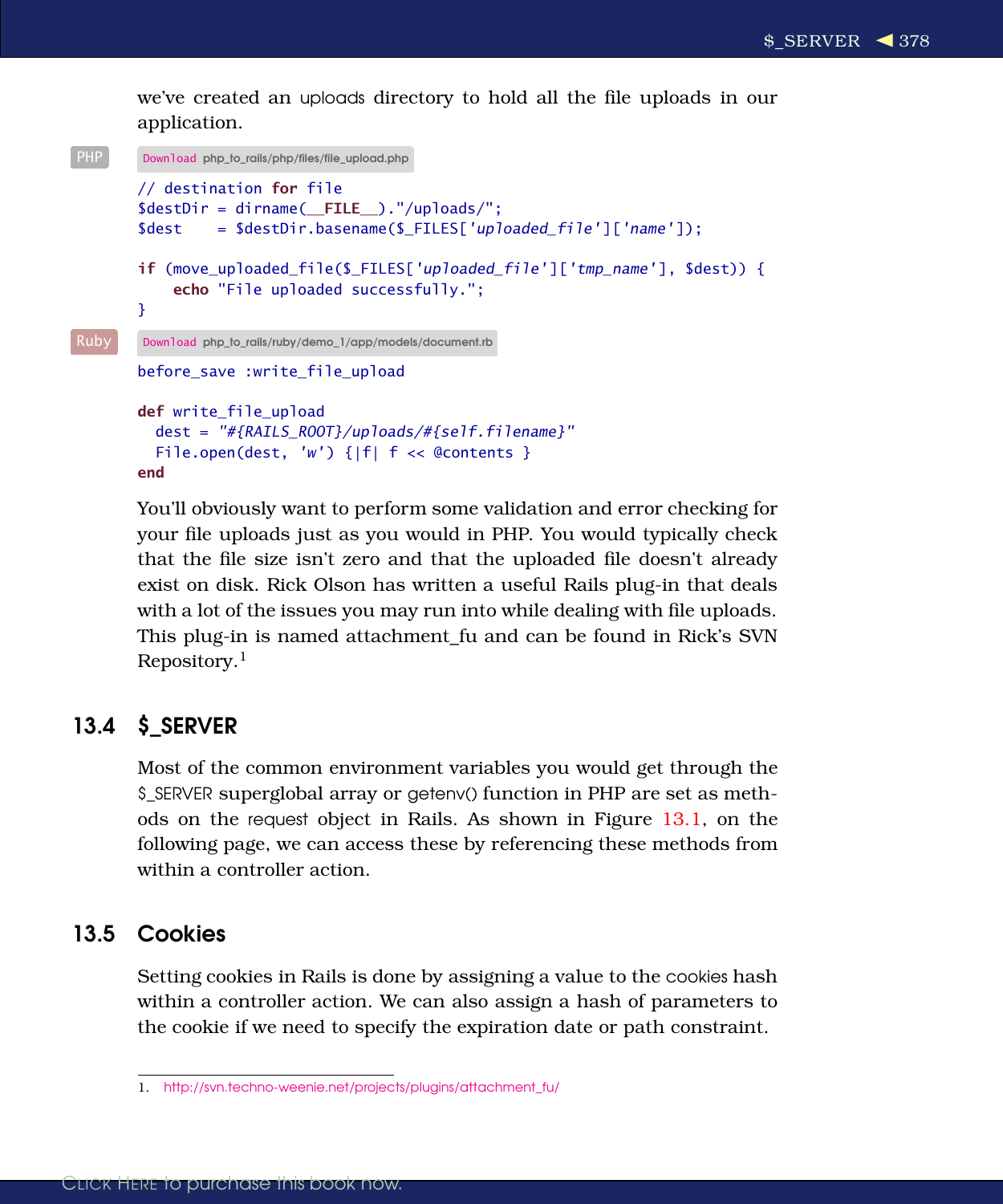we've created an uploads directory to hold all the file uploads in our application.

PHP

Download php_to_rails/php/files/file_upload.php

```php
// destination for file
$destDir = dirname(__FILE__)."/uploads/";
$dest    = $destDir.basename($_FILES['uploaded_file']['name']);

if (move_uploaded_file($_FILES['uploaded_file']['tmp_name'], $dest)) {
    echo "File uploaded successfully.";
}
```

Ruby

Download php_to_rails/ruby/demo_1/app/models/document.rb

```ruby
before_save :write_file_upload

def write_file_upload
  dest = "#{RAILS_ROOT}/uploads/#{self.filename}"
  File.open(dest, 'w') {|f| f << @contents }
end
```

You'll obviously want to perform some validation and error checking for your file uploads just as you would in PHP. You would typically check that the file size isn't zero and that the uploaded file doesn't already exist on disk. Rick Olson has written a useful Rails plug-in that deals with a lot of the issues you may run into while dealing with file uploads. This plug-in is named attachment_fu and can be found in Rick's SVN Repository.[1]

## 13.4 $_SERVER

Most of the common environment variables you would get through the $_SERVER superglobal array or getenv() function in PHP are set as methods on the request object in Rails. As shown in Figure 13.1, on the following page, we can access these by referencing these methods from within a controller action.

## 13.5 Cookies

Setting cookies in Rails is done by assigning a value to the cookies hash within a controller action. We can also assign a hash of parameters to the cookie if we need to specify the expiration date or path constraint.

1. http://svn.techno-weenie.net/projects/plugins/attachment_fu/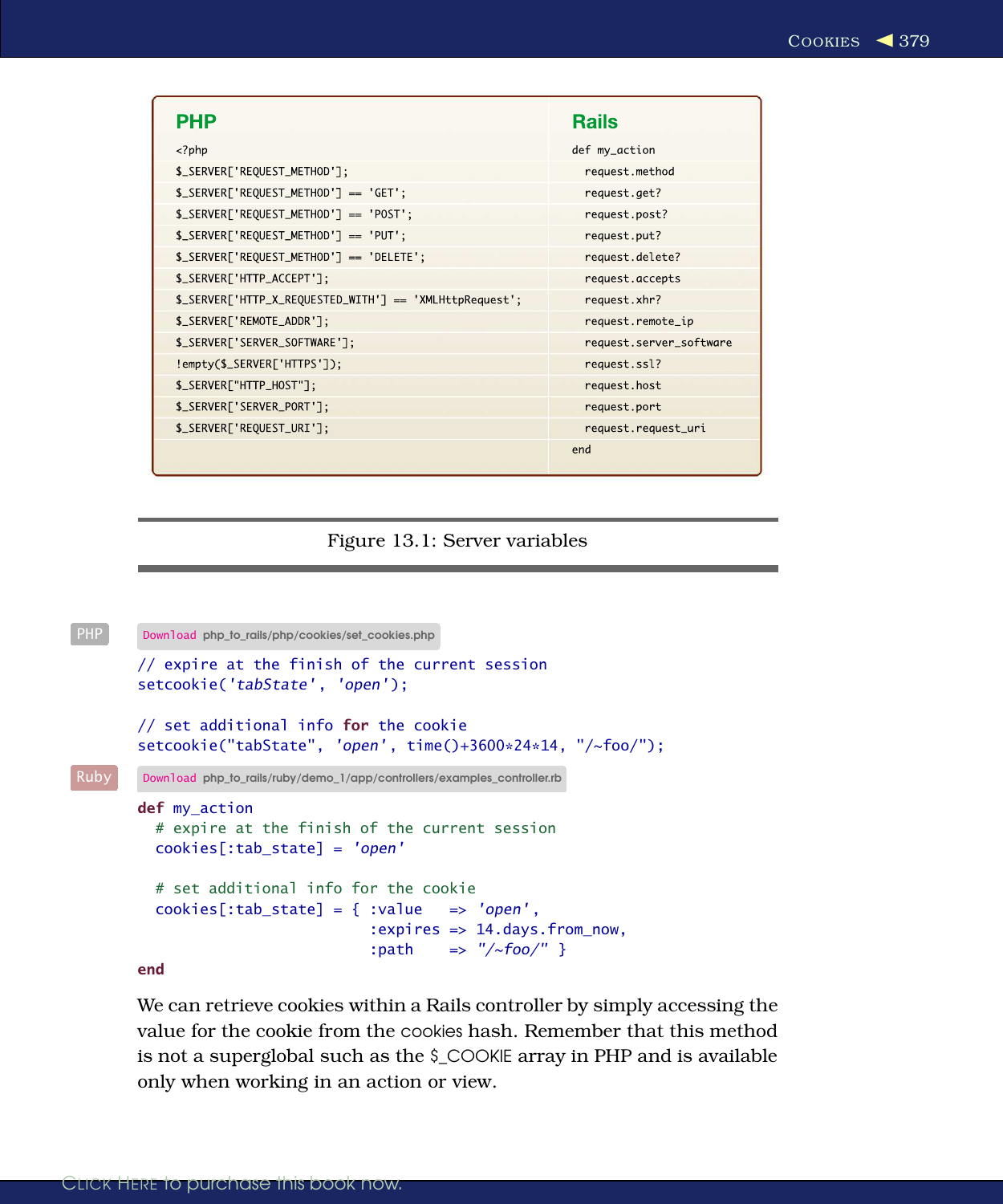| PHP | Rails |
|---|---|
| `<?php` | `def my_action` |
| `$_SERVER['REQUEST_METHOD'];` | `request.method` |
| `$_SERVER['REQUEST_METHOD'] == 'GET';` | `request.get?` |
| `$_SERVER['REQUEST_METHOD'] == 'POST';` | `request.post?` |
| `$_SERVER['REQUEST_METHOD'] == 'PUT';` | `request.put?` |
| `$_SERVER['REQUEST_METHOD'] == 'DELETE';` | `request.delete?` |
| `$_SERVER['HTTP_ACCEPT'];` | `request.accepts` |
| `$_SERVER['HTTP_X_REQUESTED_WITH'] == 'XMLHttpRequest';` | `request.xhr?` |
| `$_SERVER['REMOTE_ADDR'];` | `request.remote_ip` |
| `$_SERVER['SERVER_SOFTWARE'];` | `request.server_software` |
| `!empty($_SERVER['HTTPS']);` | `request.ssl?` |
| `$_SERVER["HTTP_HOST"];` | `request.host` |
| `$_SERVER['SERVER_PORT'];` | `request.port` |
| `$_SERVER['REQUEST_URI'];` | `request.request_uri` |
| | `end` |

Figure 13.1: Server variables

PHP

Download php_to_rails/php/cookies/set_cookies.php

```php
// expire at the finish of the current session
setcookie('tabState', 'open');

// set additional info for the cookie
setcookie("tabState", 'open', time()+3600*24*14, "/~foo/");
```

Ruby

Download php_to_rails/ruby/demo_1/app/controllers/examples_controller.rb

```ruby
def my_action
  # expire at the finish of the current session
  cookies[:tab_state] = 'open'

  # set additional info for the cookie
  cookies[:tab_state] = { :value   => 'open',
                          :expires => 14.days.from_now,
                          :path    => "/~foo/" }
end
```

We can retrieve cookies within a Rails controller by simply accessing the value for the cookie from the cookies hash. Remember that this method is not a superglobal such as the $_COOKIE array in PHP and is available only when working in an action or view.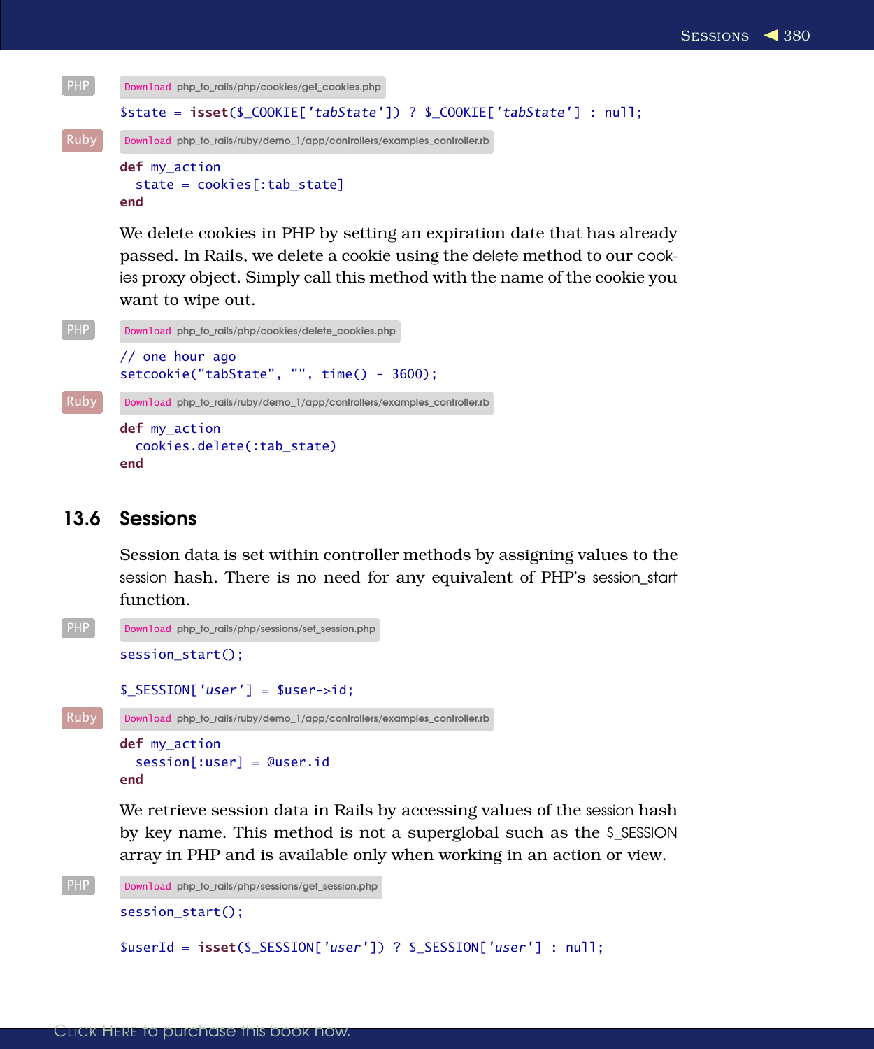PHP Download php_to_rails/php/cookies/get_cookies.php

```
$state = isset($_COOKIE['tabState']) ? $_COOKIE['tabState'] : null;
```

Ruby Download php_to_rails/ruby/demo_1/app/controllers/examples_controller.rb

```
def my_action
  state = cookies[:tab_state]
end
```

We delete cookies in PHP by setting an expiration date that has already passed. In Rails, we delete a cookie using the delete method to our cookies proxy object. Simply call this method with the name of the cookie you want to wipe out.

PHP Download php_to_rails/php/cookies/delete_cookies.php

```
// one hour ago
setcookie("tabState", "", time() - 3600);
```

Ruby Download php_to_rails/ruby/demo_1/app/controllers/examples_controller.rb

```
def my_action
  cookies.delete(:tab_state)
end
```

## 13.6 Sessions

Session data is set within controller methods by assigning values to the session hash. There is no need for any equivalent of PHP's session_start function.

PHP Download php_to_rails/php/sessions/set_session.php

```
session_start();

$_SESSION['user'] = $user->id;
```

Ruby Download php_to_rails/ruby/demo_1/app/controllers/examples_controller.rb

```
def my_action
  session[:user] = @user.id
end
```

We retrieve session data in Rails by accessing values of the session hash by key name. This method is not a superglobal such as the $_SESSION array in PHP and is available only when working in an action or view.

PHP Download php_to_rails/php/sessions/get_session.php

```
session_start();

$userId = isset($_SESSION['user']) ? $_SESSION['user'] : null;
```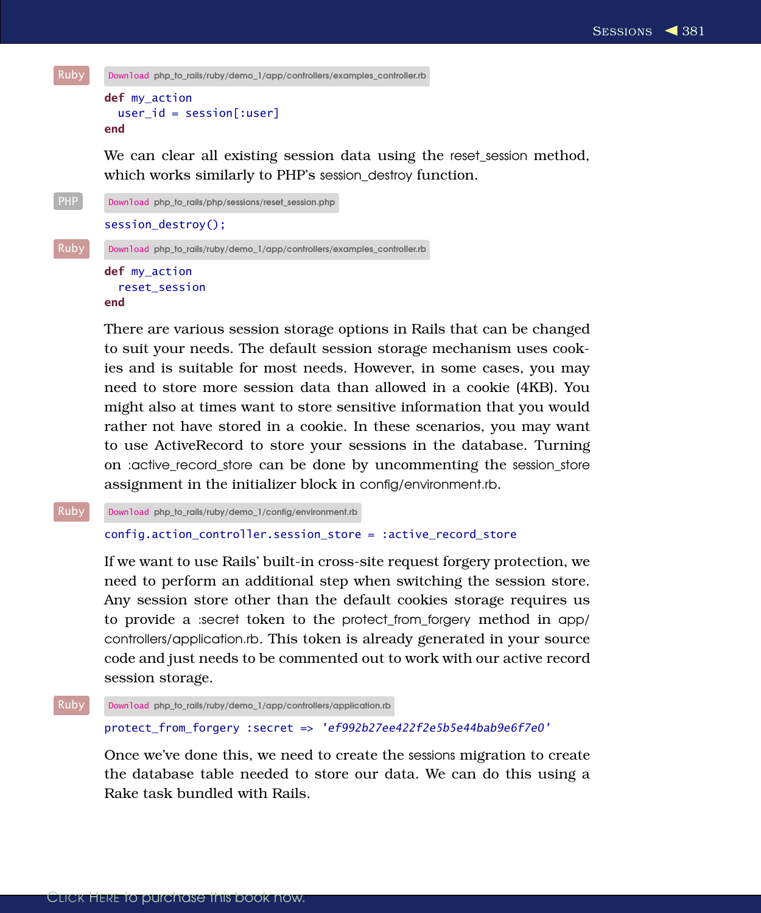Ruby `Download php_to_rails/ruby/demo_1/app/controllers/examples_controller.rb`

```ruby
def my_action
  user_id = session[:user]
end
```

We can clear all existing session data using the reset_session method, which works similarly to PHP's session_destroy function.

PHP `Download php_to_rails/php/sessions/reset_session.php`

```php
session_destroy();
```

Ruby `Download php_to_rails/ruby/demo_1/app/controllers/examples_controller.rb`

```ruby
def my_action
  reset_session
end
```

There are various session storage options in Rails that can be changed to suit your needs. The default session storage mechanism uses cookies and is suitable for most needs. However, in some cases, you may need to store more session data than allowed in a cookie (4KB). You might also at times want to store sensitive information that you would rather not have stored in a cookie. In these scenarios, you may want to use ActiveRecord to store your sessions in the database. Turning on :active_record_store can be done by uncommenting the session_store assignment in the initializer block in config/environment.rb.

Ruby `Download php_to_rails/ruby/demo_1/config/environment.rb`

```ruby
config.action_controller.session_store = :active_record_store
```

If we want to use Rails' built-in cross-site request forgery protection, we need to perform an additional step when switching the session store. Any session store other than the default cookies storage requires us to provide a :secret token to the protect_from_forgery method in app/controllers/application.rb. This token is already generated in your source code and just needs to be commented out to work with our active record session storage.

Ruby `Download php_to_rails/ruby/demo_1/app/controllers/application.rb`

```ruby
protect_from_forgery :secret => 'ef992b27ee422f2e5b5e44bab9e6f7e0'
```

Once we've done this, we need to create the sessions migration to create the database table needed to store our data. We can do this using a Rake task bundled with Rails.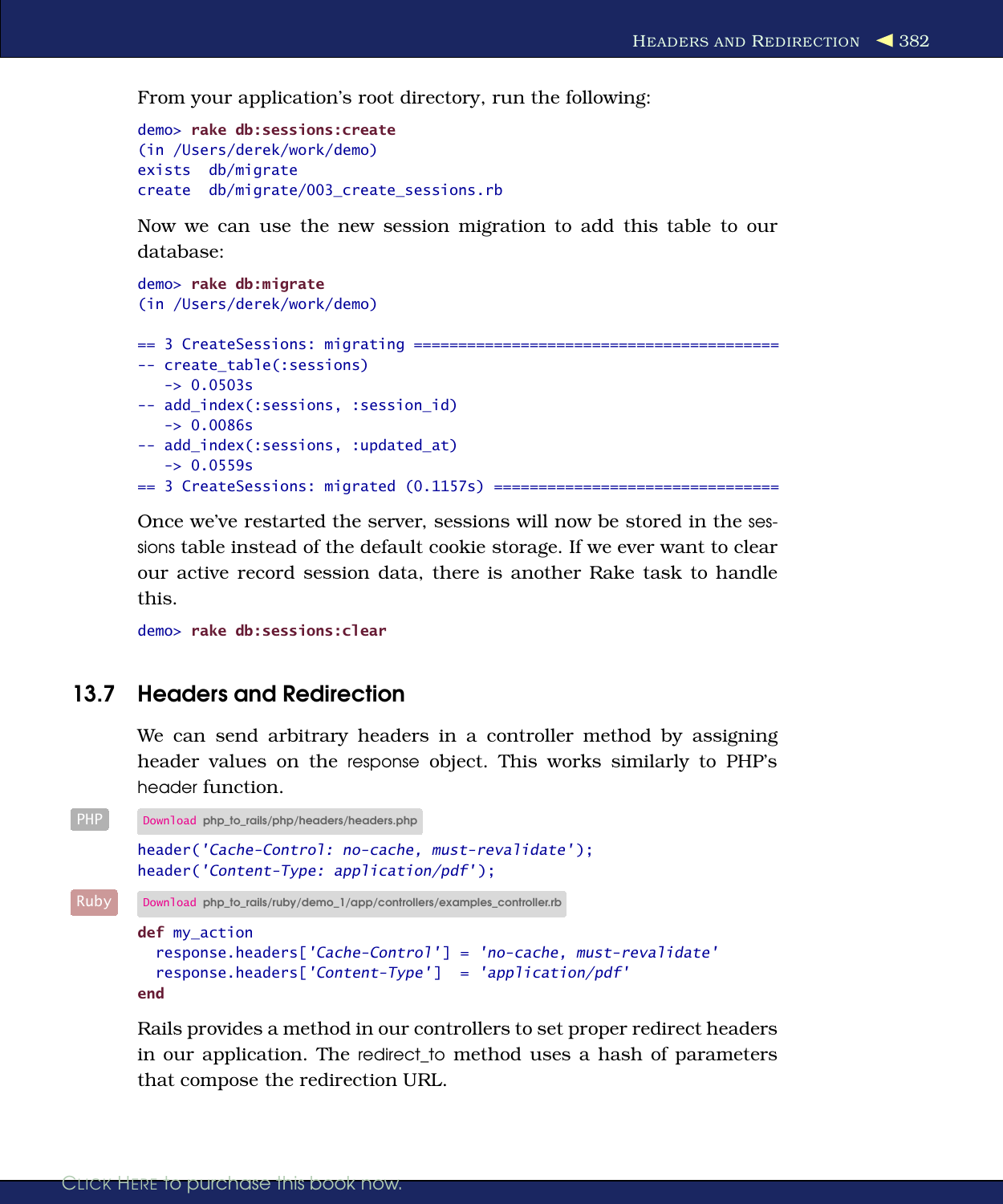From your application's root directory, run the following:

```
demo> rake db:sessions:create
(in /Users/derek/work/demo)
exists  db/migrate
create  db/migrate/003_create_sessions.rb
```

Now we can use the new session migration to add this table to our database:

```
demo> rake db:migrate
(in /Users/derek/work/demo)

== 3 CreateSessions: migrating ========================================
-- create_table(:sessions)
   -> 0.0503s
-- add_index(:sessions, :session_id)
   -> 0.0086s
-- add_index(:sessions, :updated_at)
   -> 0.0559s
== 3 CreateSessions: migrated (0.1157s) ===============================
```

Once we've restarted the server, sessions will now be stored in the sessions table instead of the default cookie storage. If we ever want to clear our active record session data, there is another Rake task to handle this.

```
demo> rake db:sessions:clear
```

## 13.7 Headers and Redirection

We can send arbitrary headers in a controller method by assigning header values on the response object. This works similarly to PHP's header function.

PHP

Download php_to_rails/php/headers/headers.php

```php
header('Cache-Control: no-cache, must-revalidate');
header('Content-Type: application/pdf');
```

Ruby

Download php_to_rails/ruby/demo_1/app/controllers/examples_controller.rb

```ruby
def my_action
  response.headers['Cache-Control'] = 'no-cache, must-revalidate'
  response.headers['Content-Type']  = 'application/pdf'
end
```

Rails provides a method in our controllers to set proper redirect headers in our application. The redirect_to method uses a hash of parameters that compose the redirection URL.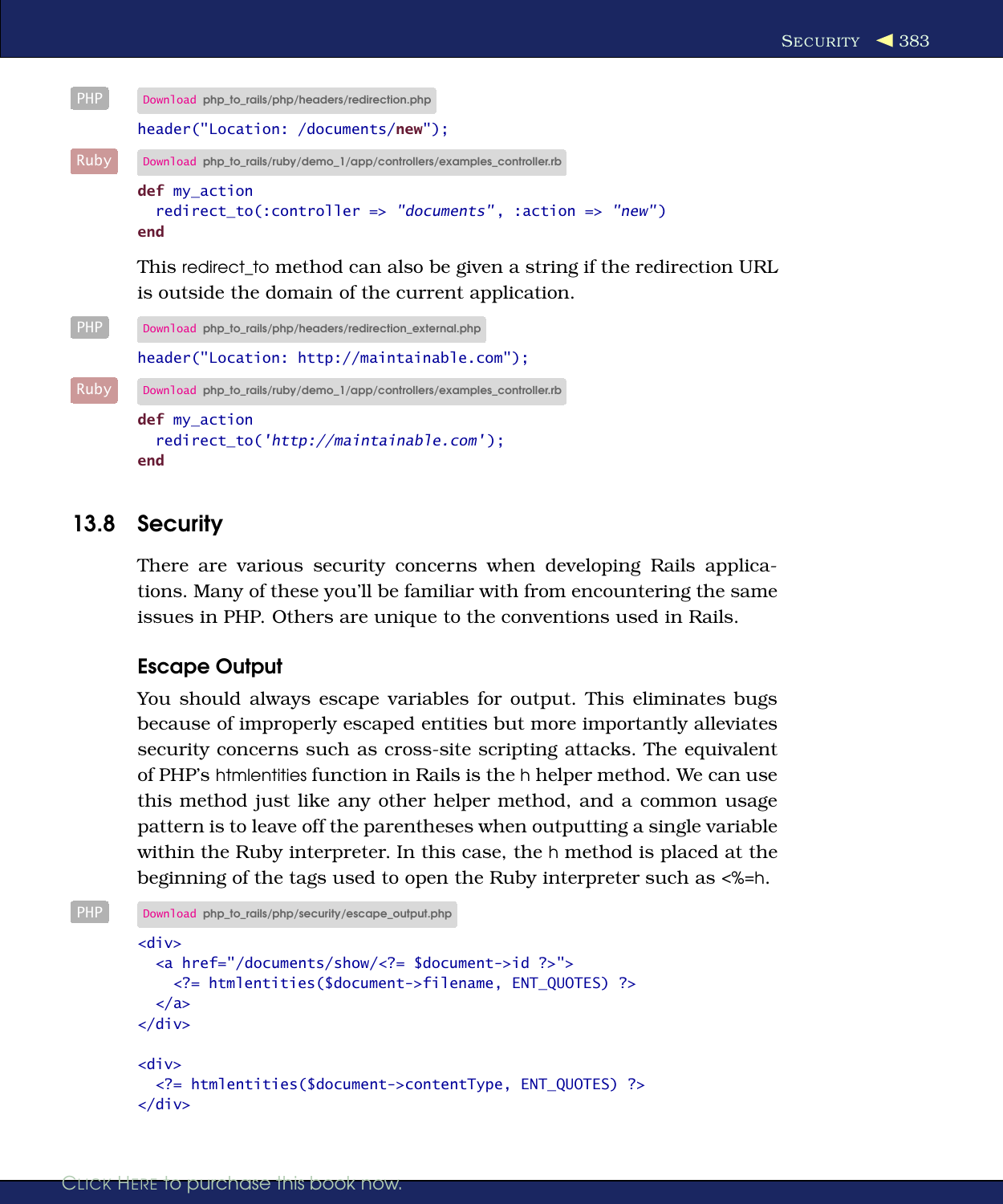PHP

Download php_to_rails/php/headers/redirection.php

```
header("Location: /documents/new");
```

Ruby

Download php_to_rails/ruby/demo_1/app/controllers/examples_controller.rb

```
def my_action
  redirect_to(:controller => "documents", :action => "new")
end
```

This redirect_to method can also be given a string if the redirection URL is outside the domain of the current application.

PHP

Download php_to_rails/php/headers/redirection_external.php

```
header("Location: http://maintainable.com");
```

Ruby

Download php_to_rails/ruby/demo_1/app/controllers/examples_controller.rb

```
def my_action
  redirect_to('http://maintainable.com');
end
```

## 13.8 Security

There are various security concerns when developing Rails applications. Many of these you'll be familiar with from encountering the same issues in PHP. Others are unique to the conventions used in Rails.

### Escape Output

You should always escape variables for output. This eliminates bugs because of improperly escaped entities but more importantly alleviates security concerns such as cross-site scripting attacks. The equivalent of PHP's htmlentities function in Rails is the h helper method. We can use this method just like any other helper method, and a common usage pattern is to leave off the parentheses when outputting a single variable within the Ruby interpreter. In this case, the h method is placed at the beginning of the tags used to open the Ruby interpreter such as <%=h.

PHP

Download php_to_rails/php/security/escape_output.php

```
<div>
  <a href="/documents/show/<?= $document->id ?>">
    <?= htmlentities($document->filename, ENT_QUOTES) ?>
  </a>
</div>

<div>
  <?= htmlentities($document->contentType, ENT_QUOTES) ?>
</div>
```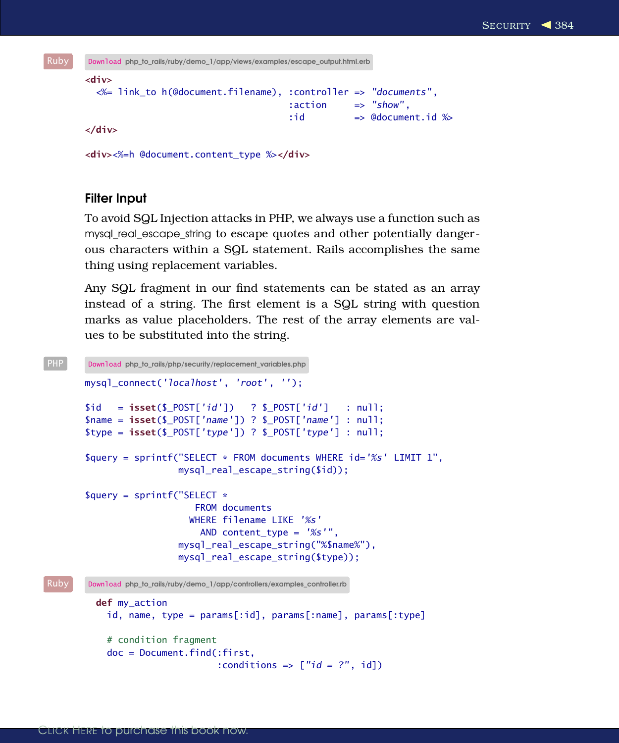Ruby

Download php_to_rails/ruby/demo_1/app/views/examples/escape_output.html.erb

```
<div>
  <%= link_to h(@document.filename), :controller => "documents",
                                     :action     => "show",
                                     :id         => @document.id %>
</div>

<div><%=h @document.content_type %></div>
```

### Filter Input

To avoid SQL Injection attacks in PHP, we always use a function such as mysql_real_escape_string to escape quotes and other potentially dangerous characters within a SQL statement. Rails accomplishes the same thing using replacement variables.

Any SQL fragment in our find statements can be stated as an array instead of a string. The first element is a SQL string with question marks as value placeholders. The rest of the array elements are values to be substituted into the string.

PHP

Download php_to_rails/php/security/replacement_variables.php

```
mysql_connect('localhost', 'root', '');

$id   = isset($_POST['id'])   ? $_POST['id']   : null;
$name = isset($_POST['name']) ? $_POST['name'] : null;
$type = isset($_POST['type']) ? $_POST['type'] : null;

$query = sprintf("SELECT * FROM documents WHERE id='%s' LIMIT 1",
                 mysql_real_escape_string($id));

$query = sprintf("SELECT *
                    FROM documents
                   WHERE filename LIKE '%s'
                     AND content_type = '%s'",
                 mysql_real_escape_string("%$name%"),
                 mysql_real_escape_string($type));
```

Ruby

Download php_to_rails/ruby/demo_1/app/controllers/examples_controller.rb

```
  def my_action
    id, name, type = params[:id], params[:name], params[:type]

    # condition fragment
    doc = Document.find(:first,
                        :conditions => ["id = ?", id])
```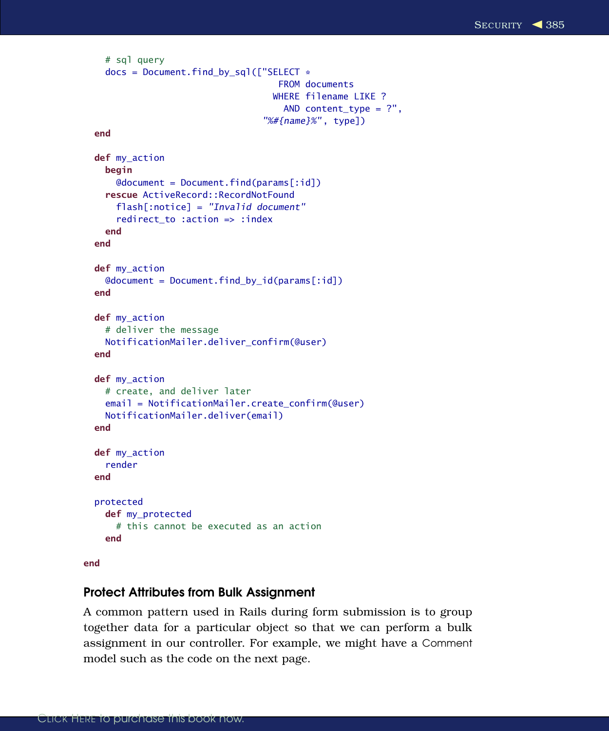```
    # sql query
    docs = Document.find_by_sql(["SELECT *
                                    FROM documents
                                   WHERE filename LIKE ?
                                     AND content_type = ?",
                                 "%#{name}%", type])
  end

  def my_action
    begin
      @document = Document.find(params[:id])
    rescue ActiveRecord::RecordNotFound
      flash[:notice] = "Invalid document"
      redirect_to :action => :index
    end
  end

  def my_action
    @document = Document.find_by_id(params[:id])
  end

  def my_action
    # deliver the message
    NotificationMailer.deliver_confirm(@user)
  end

  def my_action
    # create, and deliver later
    email = NotificationMailer.create_confirm(@user)
    NotificationMailer.deliver(email)
  end

  def my_action
    render
  end

  protected
    def my_protected
      # this cannot be executed as an action
    end

end
```

### Protect Attributes from Bulk Assignment

A common pattern used in Rails during form submission is to group together data for a particular object so that we can perform a bulk assignment in our controller. For example, we might have a Comment model such as the code on the next page.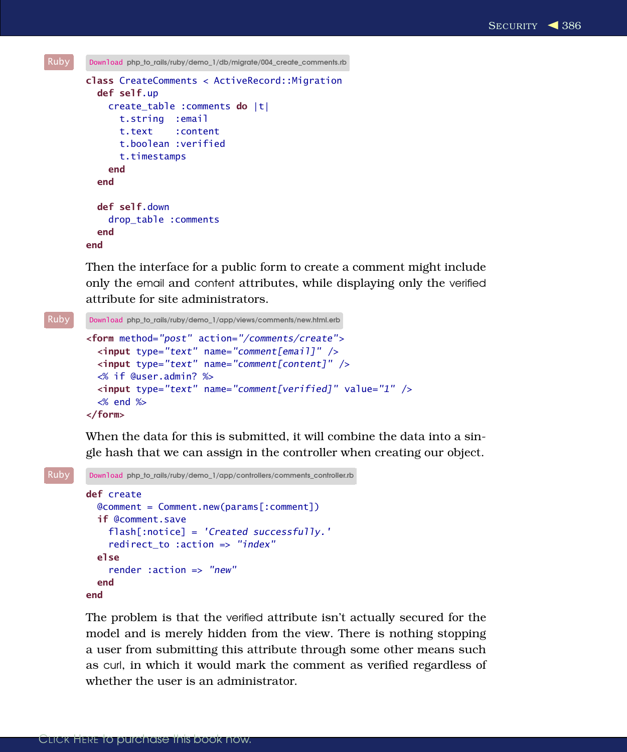Download php_to_rails/ruby/demo_1/db/migrate/004_create_comments.rb

```ruby
class CreateComments < ActiveRecord::Migration
  def self.up
    create_table :comments do |t|
      t.string  :email
      t.text    :content
      t.boolean :verified
      t.timestamps
    end
  end

  def self.down
    drop_table :comments
  end
end
```

Then the interface for a public form to create a comment might include only the email and content attributes, while displaying only the verified attribute for site administrators.

Download php_to_rails/ruby/demo_1/app/views/comments/new.html.erb

```erb
<form method="post" action="/comments/create">
  <input type="text" name="comment[email]" />
  <input type="text" name="comment[content]" />
  <% if @user.admin? %>
  <input type="text" name="comment[verified]" value="1" />
  <% end %>
</form>
```

When the data for this is submitted, it will combine the data into a single hash that we can assign in the controller when creating our object.

Download php_to_rails/ruby/demo_1/app/controllers/comments_controller.rb

```ruby
def create
  @comment = Comment.new(params[:comment])
  if @comment.save
    flash[:notice] = 'Created successfully.'
    redirect_to :action => "index"
  else
    render :action => "new"
  end
end
```

The problem is that the verified attribute isn't actually secured for the model and is merely hidden from the view. There is nothing stopping a user from submitting this attribute through some other means such as curl, in which it would mark the comment as verified regardless of whether the user is an administrator.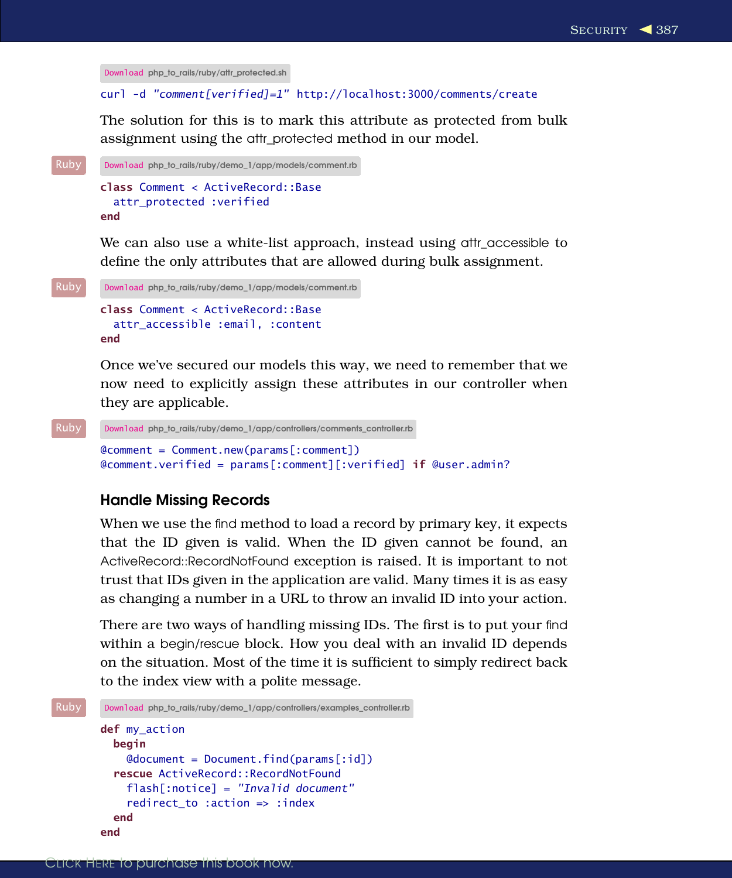Download php_to_rails/ruby/attr_protected.sh

```
curl -d "comment[verified]=1" http://localhost:3000/comments/create
```

The solution for this is to mark this attribute as protected from bulk assignment using the attr_protected method in our model.

Ruby

Download php_to_rails/ruby/demo_1/app/models/comment.rb

```ruby
class Comment < ActiveRecord::Base
  attr_protected :verified
end
```

We can also use a white-list approach, instead using attr_accessible to define the only attributes that are allowed during bulk assignment.

Ruby

Download php_to_rails/ruby/demo_1/app/models/comment.rb

```ruby
class Comment < ActiveRecord::Base
  attr_accessible :email, :content
end
```

Once we've secured our models this way, we need to remember that we now need to explicitly assign these attributes in our controller when they are applicable.

Ruby

Download php_to_rails/ruby/demo_1/app/controllers/comments_controller.rb

```ruby
@comment = Comment.new(params[:comment])
@comment.verified = params[:comment][:verified] if @user.admin?
```

### Handle Missing Records

When we use the find method to load a record by primary key, it expects that the ID given is valid. When the ID given cannot be found, an ActiveRecord::RecordNotFound exception is raised. It is important to not trust that IDs given in the application are valid. Many times it is as easy as changing a number in a URL to throw an invalid ID into your action.

There are two ways of handling missing IDs. The first is to put your find within a begin/rescue block. How you deal with an invalid ID depends on the situation. Most of the time it is sufficient to simply redirect back to the index view with a polite message.

Ruby

Download php_to_rails/ruby/demo_1/app/controllers/examples_controller.rb

```ruby
def my_action
  begin
    @document = Document.find(params[:id])
  rescue ActiveRecord::RecordNotFound
    flash[:notice] = "Invalid document"
    redirect_to :action => :index
  end
end
```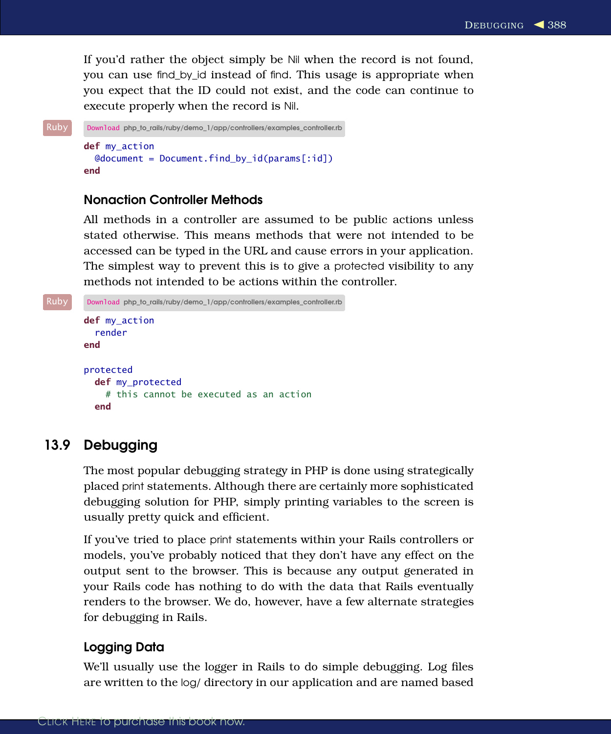If you'd rather the object simply be Nil when the record is not found, you can use find_by_id instead of find. This usage is appropriate when you expect that the ID could not exist, and the code can continue to execute properly when the record is Nil.

Ruby

Download php_to_rails/ruby/demo_1/app/controllers/examples_controller.rb

```ruby
def my_action
  @document = Document.find_by_id(params[:id])
end
```

### Nonaction Controller Methods

All methods in a controller are assumed to be public actions unless stated otherwise. This means methods that were not intended to be accessed can be typed in the URL and cause errors in your application. The simplest way to prevent this is to give a protected visibility to any methods not intended to be actions within the controller.

Ruby

Download php_to_rails/ruby/demo_1/app/controllers/examples_controller.rb

```ruby
def my_action
  render
end

protected
  def my_protected
    # this cannot be executed as an action
  end
```

## 13.9 Debugging

The most popular debugging strategy in PHP is done using strategically placed print statements. Although there are certainly more sophisticated debugging solution for PHP, simply printing variables to the screen is usually pretty quick and efficient.

If you've tried to place print statements within your Rails controllers or models, you've probably noticed that they don't have any effect on the output sent to the browser. This is because any output generated in your Rails code has nothing to do with the data that Rails eventually renders to the browser. We do, however, have a few alternate strategies for debugging in Rails.

### Logging Data

We'll usually use the logger in Rails to do simple debugging. Log files are written to the log/ directory in our application and are named based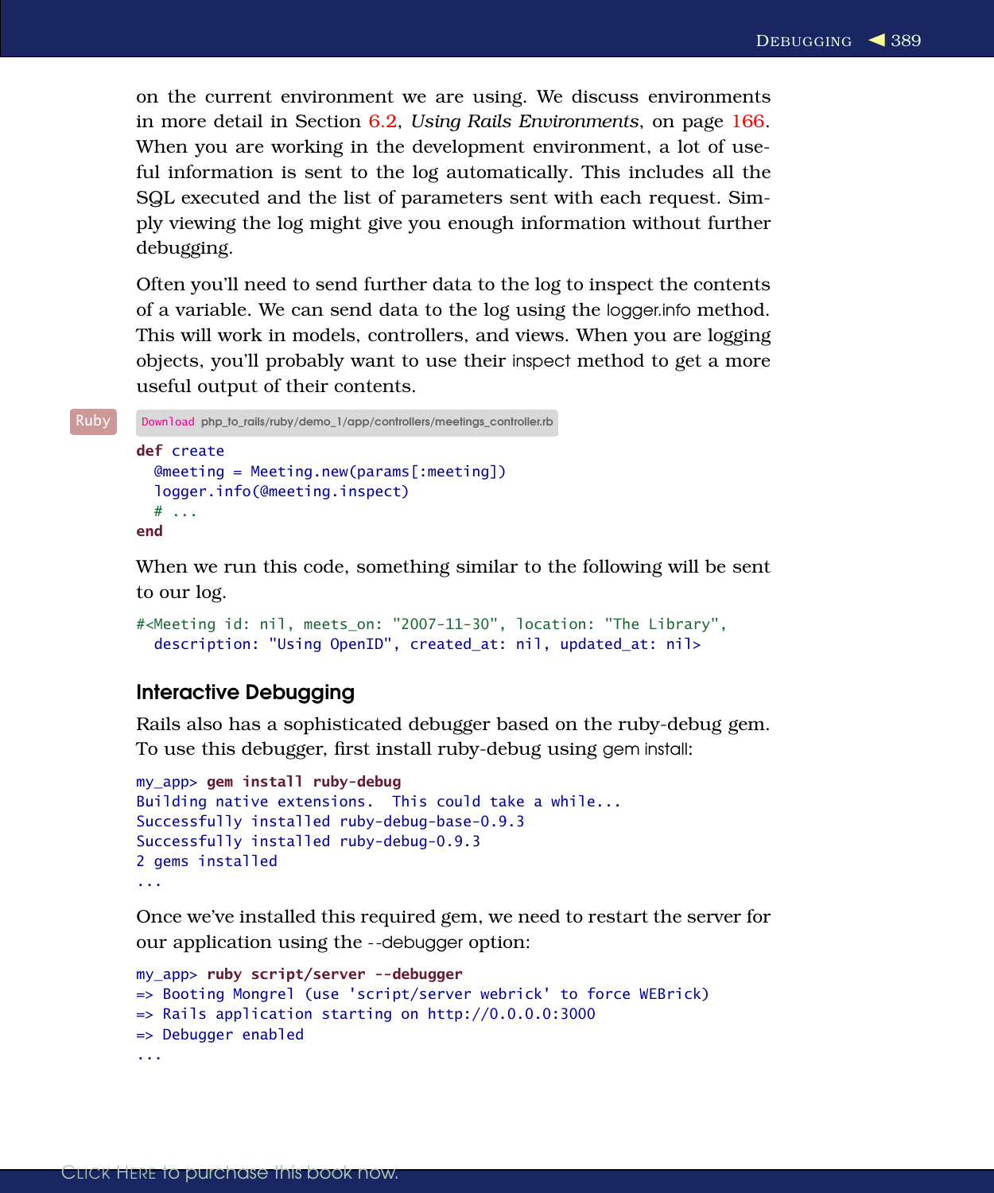on the current environment we are using. We discuss environments in more detail in Section 6.2, *Using Rails Environments*, on page 166. When you are working in the development environment, a lot of useful information is sent to the log automatically. This includes all the SQL executed and the list of parameters sent with each request. Simply viewing the log might give you enough information without further debugging.

Often you'll need to send further data to the log to inspect the contents of a variable. We can send data to the log using the logger.info method. This will work in models, controllers, and views. When you are logging objects, you'll probably want to use their inspect method to get a more useful output of their contents.

Download php_to_rails/ruby/demo_1/app/controllers/meetings_controller.rb

```ruby
def create
  @meeting = Meeting.new(params[:meeting])
  logger.info(@meeting.inspect)
  # ...
end
```

When we run this code, something similar to the following will be sent to our log.

```
#<Meeting id: nil, meets_on: "2007-11-30", location: "The Library",
  description: "Using OpenID", created_at: nil, updated_at: nil>
```

### Interactive Debugging

Rails also has a sophisticated debugger based on the ruby-debug gem. To use this debugger, first install ruby-debug using gem install:

```
my_app> gem install ruby-debug
Building native extensions.  This could take a while...
Successfully installed ruby-debug-base-0.9.3
Successfully installed ruby-debug-0.9.3
2 gems installed
...
```

Once we've installed this required gem, we need to restart the server for our application using the --debugger option:

```
my_app> ruby script/server --debugger
=> Booting Mongrel (use 'script/server webrick' to force WEBrick)
=> Rails application starting on http://0.0.0.0:3000
=> Debugger enabled
...
```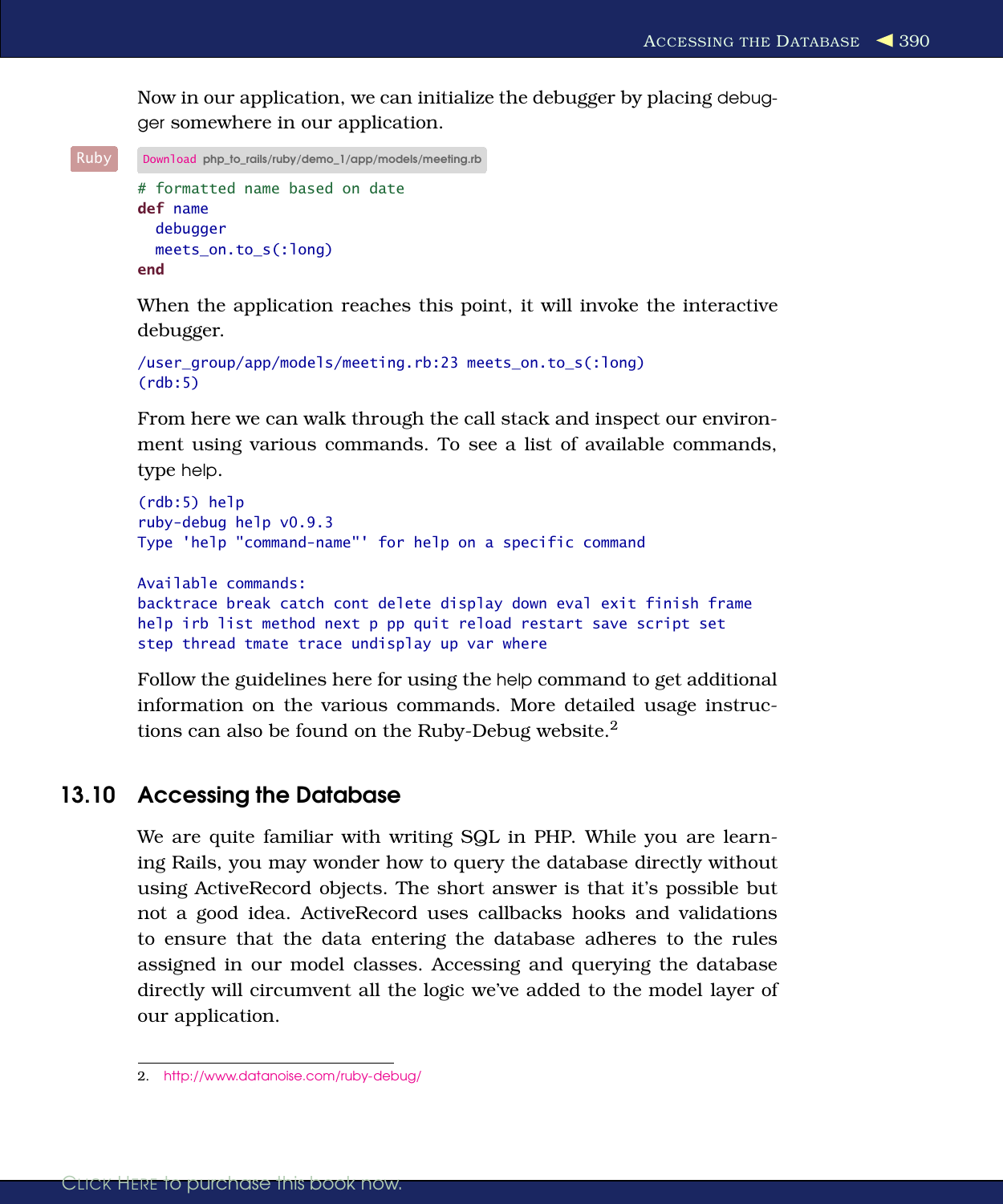Now in our application, we can initialize the debugger by placing debugger somewhere in our application.

Ruby

Download php_to_rails/ruby/demo_1/app/models/meeting.rb

```ruby
# formatted name based on date
def name
  debugger
  meets_on.to_s(:long)
end
```

When the application reaches this point, it will invoke the interactive debugger.

```
/user_group/app/models/meeting.rb:23 meets_on.to_s(:long)
(rdb:5)
```

From here we can walk through the call stack and inspect our environment using various commands. To see a list of available commands, type help.

```
(rdb:5) help
ruby-debug help v0.9.3
Type 'help "command-name"' for help on a specific command

Available commands:
backtrace break catch cont delete display down eval exit finish frame
help irb list method next p pp quit reload restart save script set
step thread tmate trace undisplay up var where
```

Follow the guidelines here for using the help command to get additional information on the various commands. More detailed usage instructions can also be found on the Ruby-Debug website.[2]

## 13.10 Accessing the Database

We are quite familiar with writing SQL in PHP. While you are learning Rails, you may wonder how to query the database directly without using ActiveRecord objects. The short answer is that it's possible but not a good idea. ActiveRecord uses callbacks hooks and validations to ensure that the data entering the database adheres to the rules assigned in our model classes. Accessing and querying the database directly will circumvent all the logic we've added to the model layer of our application.

2. http://www.datanoise.com/ruby-debug/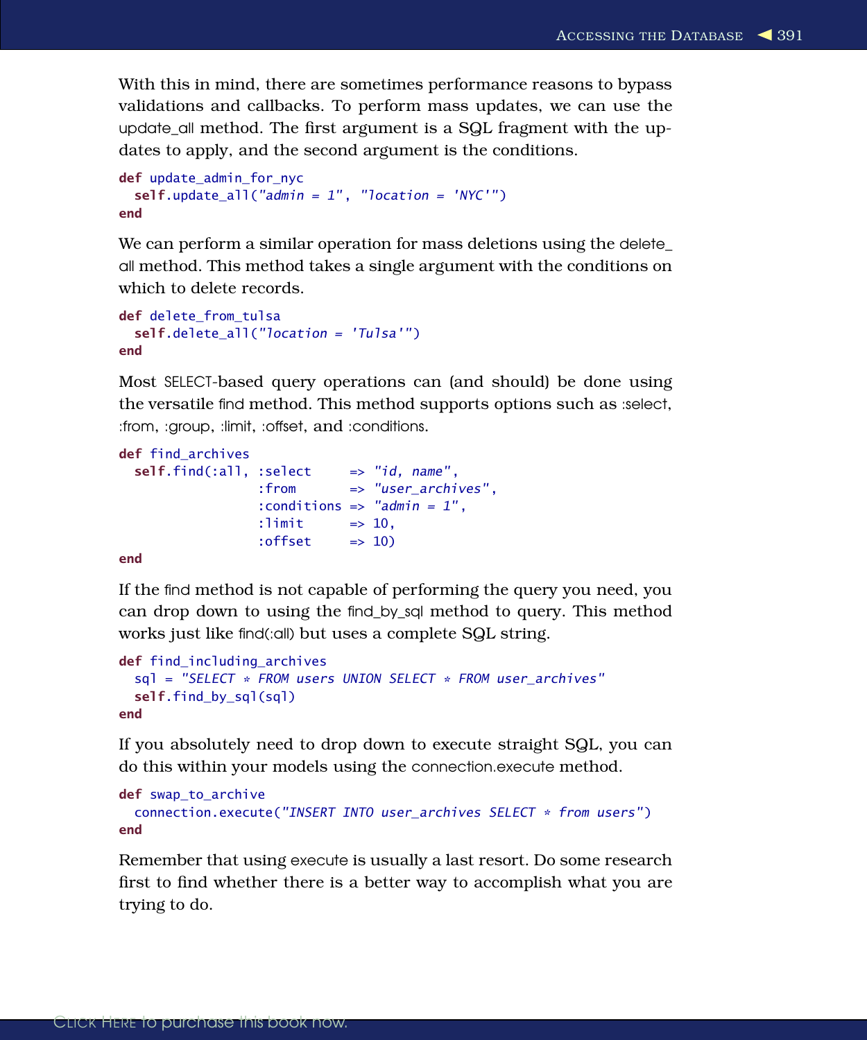With this in mind, there are sometimes performance reasons to bypass validations and callbacks. To perform mass updates, we can use the update_all method. The first argument is a SQL fragment with the updates to apply, and the second argument is the conditions.

```
def update_admin_for_nyc
  self.update_all("admin = 1", "location = 'NYC'")
end
```

We can perform a similar operation for mass deletions using the delete_all method. This method takes a single argument with the conditions on which to delete records.

```
def delete_from_tulsa
  self.delete_all("location = 'Tulsa'")
end
```

Most SELECT-based query operations can (and should) be done using the versatile find method. This method supports options such as :select, :from, :group, :limit, :offset, and :conditions.

```
def find_archives
  self.find(:all, :select     => "id, name",
                  :from       => "user_archives",
                  :conditions => "admin = 1",
                  :limit      => 10,
                  :offset     => 10)
end
```

If the find method is not capable of performing the query you need, you can drop down to using the find_by_sql method to query. This method works just like find(:all) but uses a complete SQL string.

```
def find_including_archives
  sql = "SELECT * FROM users UNION SELECT * FROM user_archives"
  self.find_by_sql(sql)
end
```

If you absolutely need to drop down to execute straight SQL, you can do this within your models using the connection.execute method.

```
def swap_to_archive
  connection.execute("INSERT INTO user_archives SELECT * from users")
end
```

Remember that using execute is usually a last resort. Do some research first to find whether there is a better way to accomplish what you are trying to do.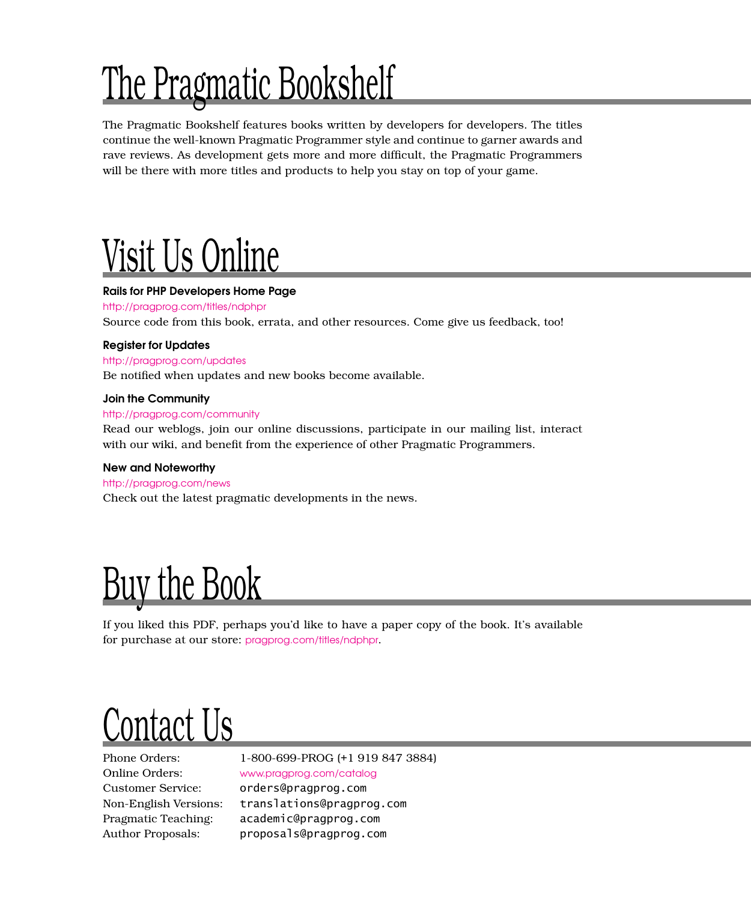# The Pragmatic Bookshelf

The Pragmatic Bookshelf features books written by developers for developers. The titles continue the well-known Pragmatic Programmer style and continue to garner awards and rave reviews. As development gets more and more difficult, the Pragmatic Programmers will be there with more titles and products to help you stay on top of your game.

# Visit Us Online

**Rails for PHP Developers Home Page**
http://pragprog.com/titles/ndphpr
Source code from this book, errata, and other resources. Come give us feedback, too!

**Register for Updates**
http://pragprog.com/updates
Be notified when updates and new books become available.

**Join the Community**
http://pragprog.com/community
Read our weblogs, join our online discussions, participate in our mailing list, interact with our wiki, and benefit from the experience of other Pragmatic Programmers.

**New and Noteworthy**
http://pragprog.com/news
Check out the latest pragmatic developments in the news.

# Buy the Book

If you liked this PDF, perhaps you'd like to have a paper copy of the book. It's available for purchase at our store: pragprog.com/titles/ndphpr.

# Contact Us

| | |
|---|---|
| Phone Orders: | 1-800-699-PROG (+1 919 847 3884) |
| Online Orders: | www.pragprog.com/catalog |
| Customer Service: | orders@pragprog.com |
| Non-English Versions: | translations@pragprog.com |
| Pragmatic Teaching: | academic@pragprog.com |
| Author Proposals: | proposals@pragprog.com |